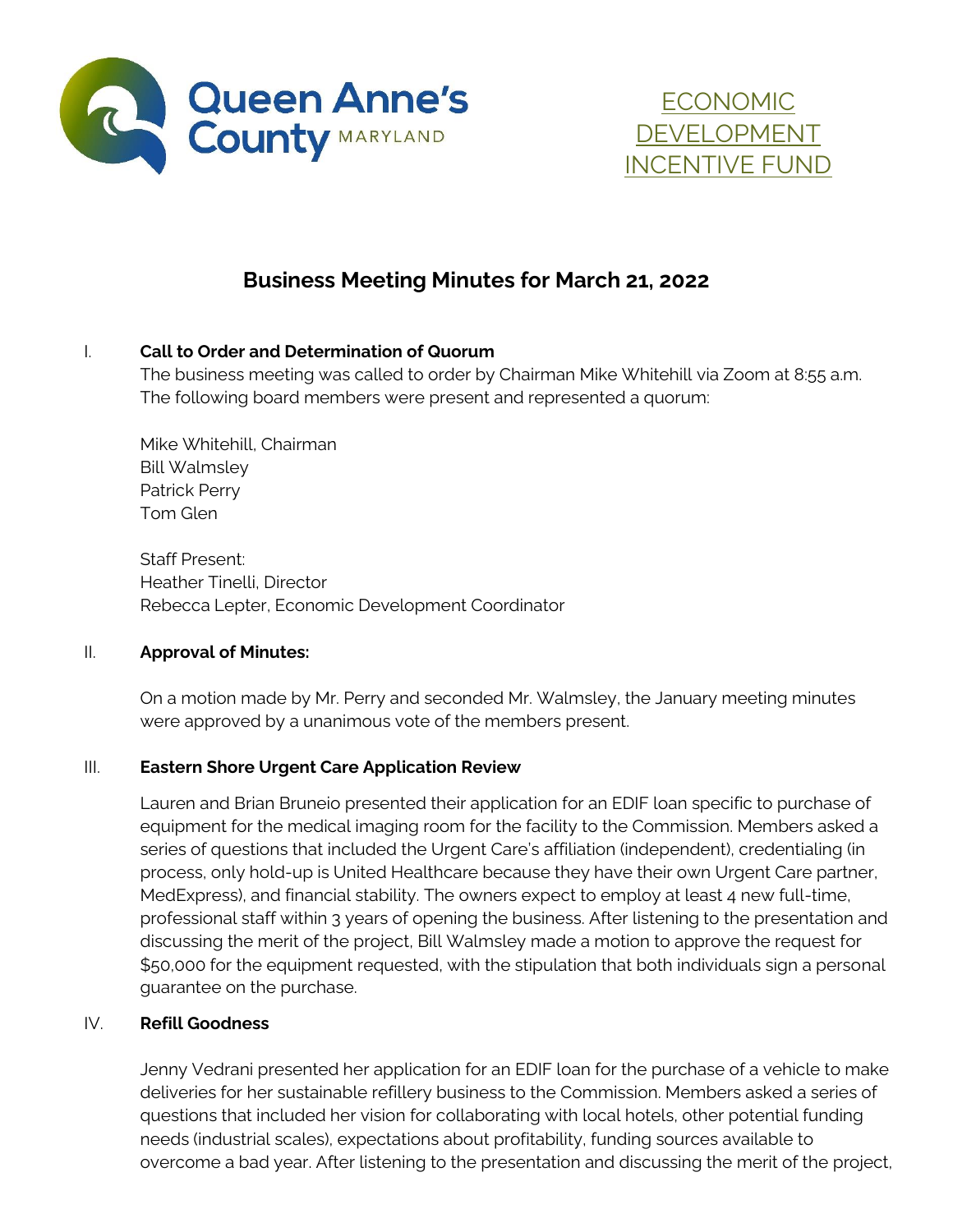Queen Anne's County MARYLAND

ECONOMIC DEVELOPMENT INCENTIVE FUND

# Business Meeting Minutes for March 21, 2022

## I. Call to Order and Determination of Quorum

The business meeting was called to order by Chairman Mike Whitehill via Zoom at 8:55 a.m. The following board members were present and represented a quorum:

Mike Whitehill, Chairman
Bill Walmsley
Patrick Perry
Tom Glen

Staff Present:
Heather Tinelli, Director
Rebecca Lepter, Economic Development Coordinator

## II. Approval of Minutes:

On a motion made by Mr. Perry and seconded Mr. Walmsley, the January meeting minutes were approved by a unanimous vote of the members present.

## III. Eastern Shore Urgent Care Application Review

Lauren and Brian Bruneio presented their application for an EDIF loan specific to purchase of equipment for the medical imaging room for the facility to the Commission. Members asked a series of questions that included the Urgent Care's affiliation (independent), credentialing (in process, only hold-up is United Healthcare because they have their own Urgent Care partner, MedExpress), and financial stability. The owners expect to employ at least 4 new full-time, professional staff within 3 years of opening the business. After listening to the presentation and discussing the merit of the project, Bill Walmsley made a motion to approve the request for $50,000 for the equipment requested, with the stipulation that both individuals sign a personal guarantee on the purchase.

## IV. Refill Goodness

Jenny Vedrani presented her application for an EDIF loan for the purchase of a vehicle to make deliveries for her sustainable refillery business to the Commission. Members asked a series of questions that included her vision for collaborating with local hotels, other potential funding needs (industrial scales), expectations about profitability, funding sources available to overcome a bad year. After listening to the presentation and discussing the merit of the project,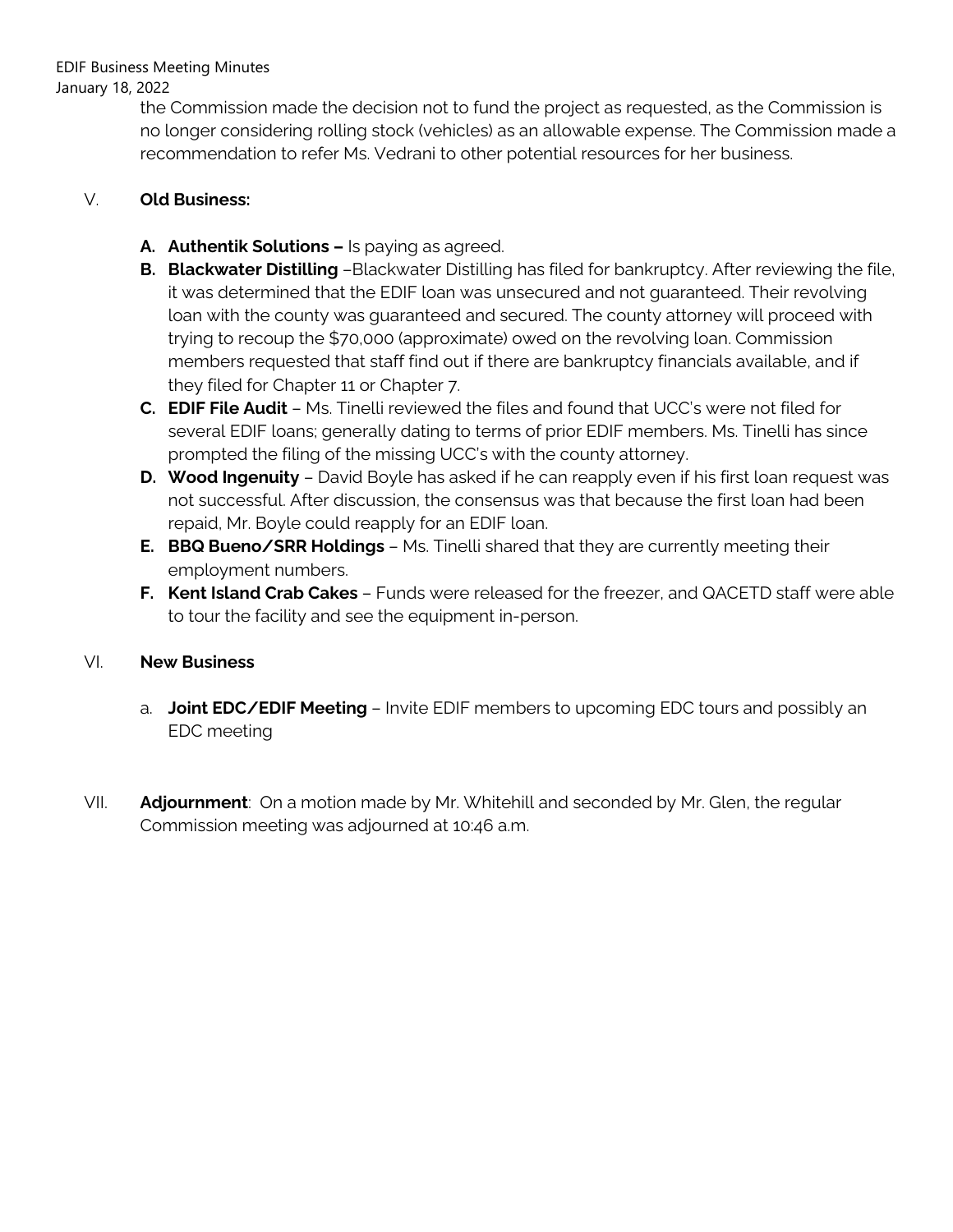the Commission made the decision not to fund the project as requested, as the Commission is no longer considering rolling stock (vehicles) as an allowable expense. The Commission made a recommendation to refer Ms. Vedrani to other potential resources for her business.

V. **Old Business:**

- **A. Authentik Solutions –** Is paying as agreed.
- **B. Blackwater Distilling** –Blackwater Distilling has filed for bankruptcy. After reviewing the file, it was determined that the EDIF loan was unsecured and not guaranteed. Their revolving loan with the county was guaranteed and secured. The county attorney will proceed with trying to recoup the $70,000 (approximate) owed on the revolving loan. Commission members requested that staff find out if there are bankruptcy financials available, and if they filed for Chapter 11 or Chapter 7.
- **C. EDIF File Audit** – Ms. Tinelli reviewed the files and found that UCC's were not filed for several EDIF loans; generally dating to terms of prior EDIF members. Ms. Tinelli has since prompted the filing of the missing UCC's with the county attorney.
- **D. Wood Ingenuity** – David Boyle has asked if he can reapply even if his first loan request was not successful. After discussion, the consensus was that because the first loan had been repaid, Mr. Boyle could reapply for an EDIF loan.
- **E. BBQ Bueno/SRR Holdings** – Ms. Tinelli shared that they are currently meeting their employment numbers.
- **F. Kent Island Crab Cakes** – Funds were released for the freezer, and QACETD staff were able to tour the facility and see the equipment in-person.

VI. **New Business**

- a. **Joint EDC/EDIF Meeting** – Invite EDIF members to upcoming EDC tours and possibly an EDC meeting

VII. **Adjournment**: On a motion made by Mr. Whitehill and seconded by Mr. Glen, the regular Commission meeting was adjourned at 10:46 a.m.